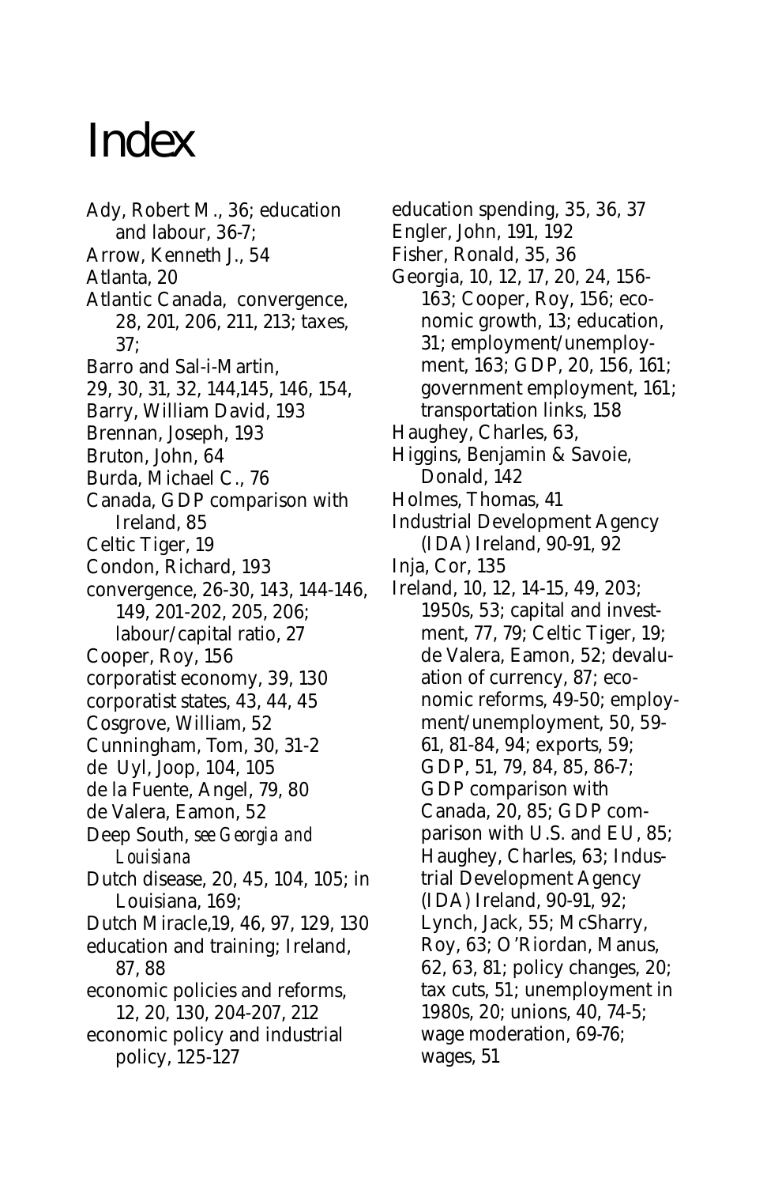# Index

Ady, Robert M., 36; education and labour, 36-7;

Arrow, Kenneth J., 54

Atlanta, 20

Atlantic Canada, convergence, 28, 201, 206, 211, 213; taxes, 37;

Barro and Sal-i-Martin, 29, 30, 31, 32, 144,145, 146, 154,

Barry, William David, 193

Brennan, Joseph, 193

Bruton, John, 64

Burda, Michael C., 76

Canada, GDP comparison with Ireland, 85

Celtic Tiger, 19

Condon, Richard, 193

convergence, 26-30, 143, 144-146, 149, 201-202, 205, 206; labour/capital ratio, 27

Cooper, Roy, 156

corporatist economy, 39, 130

corporatist states, 43, 44, 45

Cosgrove, William, 52

Cunningham, Tom, 30, 31-2

de Uyl, Joop, 104, 105

de la Fuente, Angel, 79, 80

de Valera, Eamon, 52

Deep South, *see Georgia and Louisiana*

Dutch disease, 20, 45, 104, 105; in Louisiana, 169;

Dutch Miracle,19, 46, 97, 129, 130

education and training; Ireland, 87, 88

economic policies and reforms, 12, 20, 130, 204-207, 212

economic policy and industrial policy, 125-127

education spending, 35, 36, 37

Engler, John, 191, 192

Fisher, Ronald, 35, 36

Georgia, 10, 12, 17, 20, 24, 156-163; Cooper, Roy, 156; economic growth, 13; education, 31; employment/unemployment, 163; GDP, 20, 156, 161; government employment, 161; transportation links, 158

Haughey, Charles, 63,

Higgins, Benjamin & Savoie, Donald, 142

Holmes, Thomas, 41

Industrial Development Agency (IDA) Ireland, 90-91, 92

Inja, Cor, 135

Ireland, 10, 12, 14-15, 49, 203; 1950s, 53; capital and investment, 77, 79; Celtic Tiger, 19; de Valera, Eamon, 52; devaluation of currency, 87; economic reforms, 49-50; employment/unemployment, 50, 59-61, 81-84, 94; exports, 59; GDP, 51, 79, 84, 85, 86-7; GDP comparison with Canada, 20, 85; GDP comparison with U.S. and EU, 85; Haughey, Charles, 63; Industrial Development Agency (IDA) Ireland, 90-91, 92; Lynch, Jack, 55; McSharry, Roy, 63; O'Riordan, Manus, 62, 63, 81; policy changes, 20; tax cuts, 51; unemployment in 1980s, 20; unions, 40, 74-5; wage moderation, 69-76; wages, 51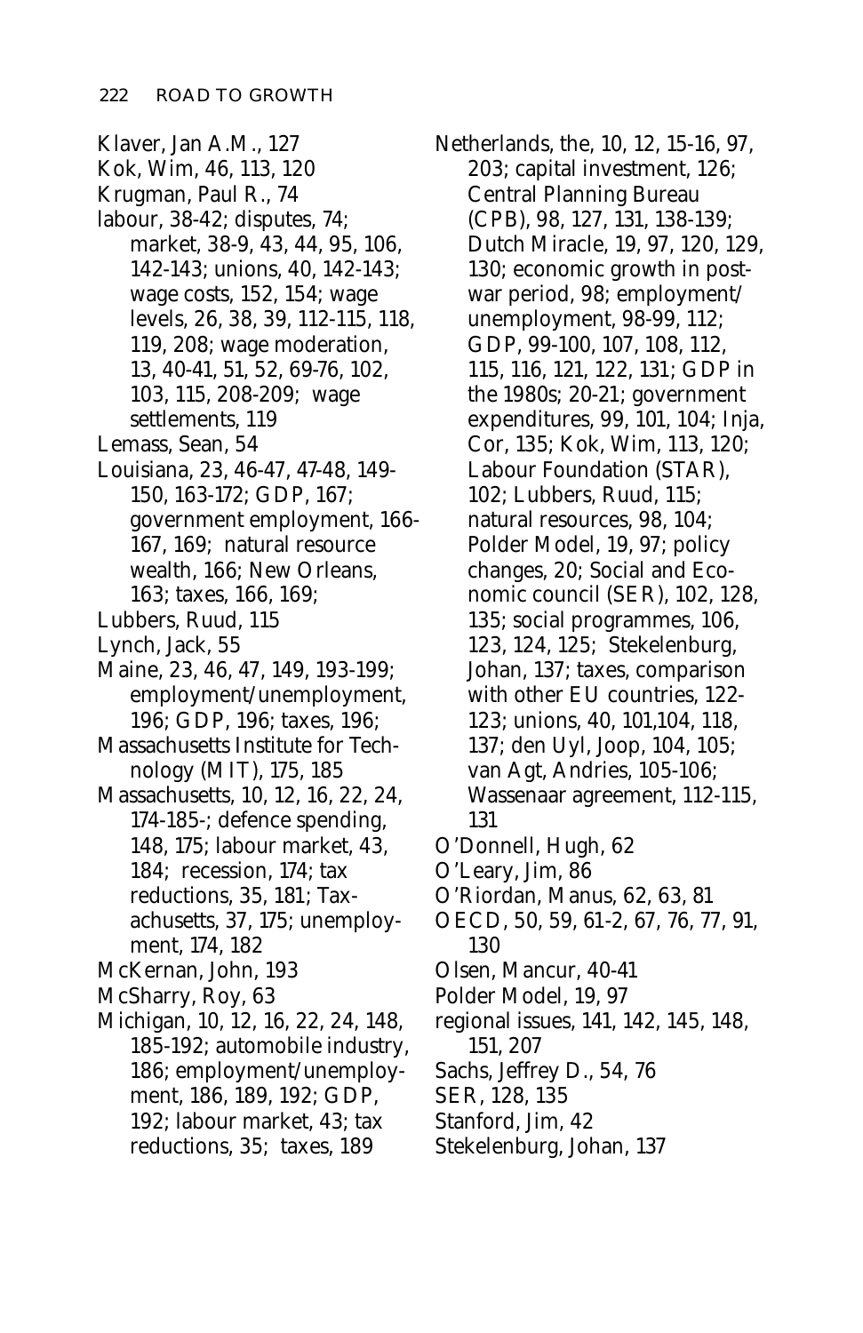Klaver, Jan A.M., 127
Kok, Wim, 46, 113, 120
Krugman, Paul R., 74
labour, 38-42; disputes, 74; market, 38-9, 43, 44, 95, 106, 142-143; unions, 40, 142-143; wage costs, 152, 154; wage levels, 26, 38, 39, 112-115, 118, 119, 208; wage moderation, 13, 40-41, 51, 52, 69-76, 102, 103, 115, 208-209; wage settlements, 119
Lemass, Sean, 54
Louisiana, 23, 46-47, 47-48, 149-150, 163-172; GDP, 167; government employment, 166-167, 169; natural resource wealth, 166; New Orleans, 163; taxes, 166, 169;
Lubbers, Ruud, 115
Lynch, Jack, 55
Maine, 23, 46, 47, 149, 193-199; employment/unemployment, 196; GDP, 196; taxes, 196;
Massachusetts Institute for Technology (MIT), 175, 185
Massachusetts, 10, 12, 16, 22, 24, 174-185-; defence spending, 148, 175; labour market, 43, 184; recession, 174; tax reductions, 35, 181; Taxachusetts, 37, 175; unemployment, 174, 182
McKernan, John, 193
McSharry, Roy, 63
Michigan, 10, 12, 16, 22, 24, 148, 185-192; automobile industry, 186; employment/unemployment, 186, 189, 192; GDP, 192; labour market, 43; tax reductions, 35; taxes, 189
Netherlands, the, 10, 12, 15-16, 97, 203; capital investment, 126; Central Planning Bureau (CPB), 98, 127, 131, 138-139; Dutch Miracle, 19, 97, 120, 129, 130; economic growth in post-war period, 98; employment/unemployment, 98-99, 112; GDP, 99-100, 107, 108, 112, 115, 116, 121, 122, 131; GDP in the 1980s; 20-21; government expenditures, 99, 101, 104; Inja, Cor, 135; Kok, Wim, 113, 120; Labour Foundation (STAR), 102; Lubbers, Ruud, 115; natural resources, 98, 104; Polder Model, 19, 97; policy changes, 20; Social and Economic council (SER), 102, 128, 135; social programmes, 106, 123, 124, 125; Stekelenburg, Johan, 137; taxes, comparison with other EU countries, 122-123; unions, 40, 101,104, 118, 137; den Uyl, Joop, 104, 105; van Agt, Andries, 105-106; Wassenaar agreement, 112-115, 131
O'Donnell, Hugh, 62
O'Leary, Jim, 86
O'Riordan, Manus, 62, 63, 81
OECD, 50, 59, 61-2, 67, 76, 77, 91, 130
Olsen, Mancur, 40-41
Polder Model, 19, 97
regional issues, 141, 142, 145, 148, 151, 207
Sachs, Jeffrey D., 54, 76
SER, 128, 135
Stanford, Jim, 42
Stekelenburg, Johan, 137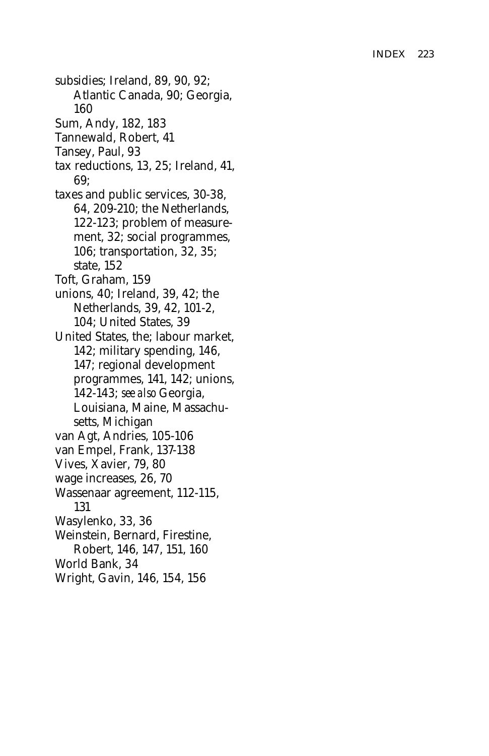subsidies; Ireland, 89, 90, 92;
 Atlantic Canada, 90; Georgia,
 160

Sum, Andy, 182, 183

Tannewald, Robert, 41

Tansey, Paul, 93

tax reductions, 13, 25; Ireland, 41,
 69;

taxes and public services, 30-38,
 64, 209-210; the Netherlands,
 122-123; problem of measure-
 ment, 32; social programmes,
 106; transportation, 32, 35;
 state, 152

Toft, Graham, 159

unions, 40; Ireland, 39, 42; the
 Netherlands, 39, 42, 101-2,
 104; United States, 39

United States, the; labour market,
 142; military spending, 146,
 147; regional development
 programmes, 141, 142; unions,
 142-143; *see also* Georgia,
 Louisiana, Maine, Massachu-
 setts, Michigan

van Agt, Andries, 105-106

van Empel, Frank, 137-138

Vives, Xavier, 79, 80

wage increases, 26, 70

Wassenaar agreement, 112-115,
 131

Wasylenko, 33, 36

Weinstein, Bernard, Firestine,
 Robert, 146, 147, 151, 160

World Bank, 34

Wright, Gavin, 146, 154, 156